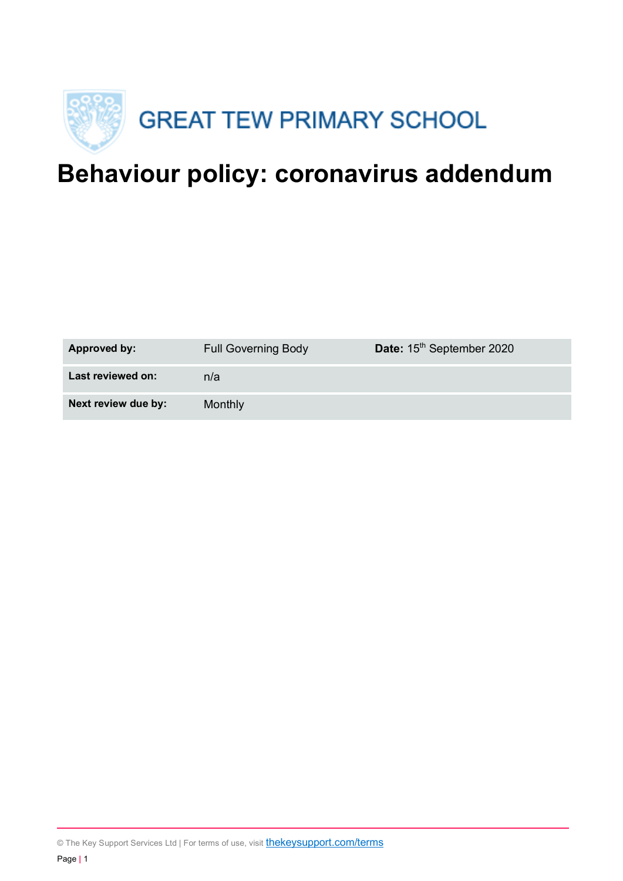GREAT TEW PRIMARY SCHOOL

# Behaviour policy: coronavirus addendum

| | | |
|---|---|---|
| **Approved by:** | Full Governing Body | **Date:** 15th September 2020 |
| **Last reviewed on:** | n/a | |
| **Next review due by:** | Monthly | |

© The Key Support Services Ltd | For terms of use, visit thekeysupport.com/terms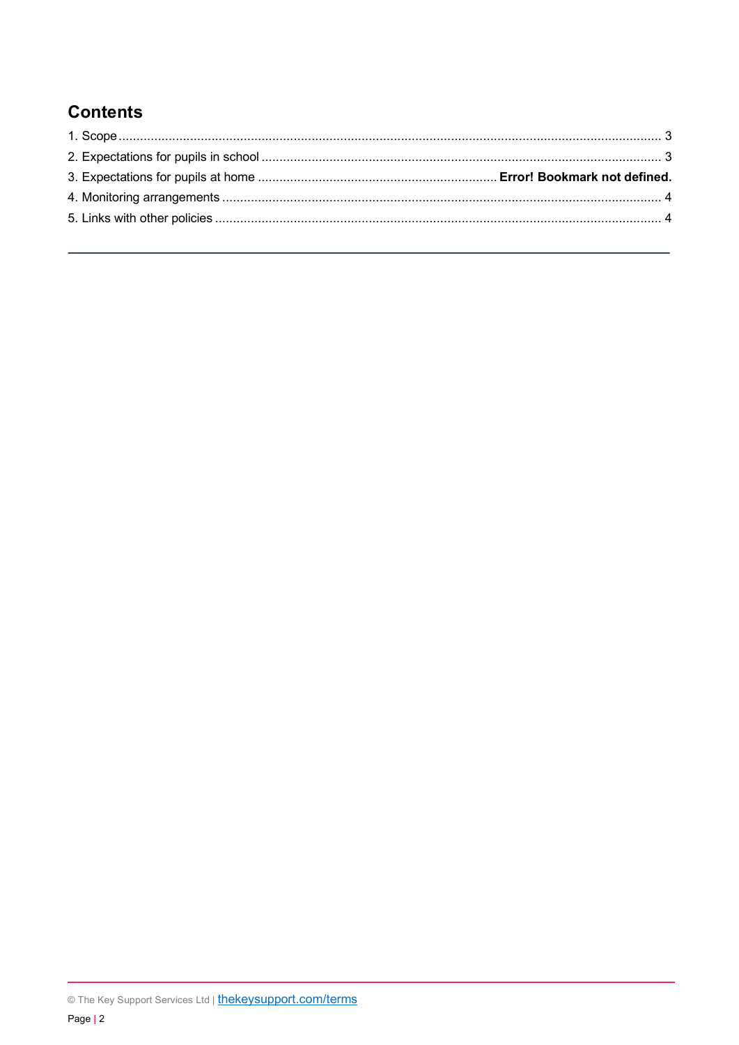## Contents

1. Scope ........................................................................................................................................ 3
2. Expectations for pupils in school ............................................................................................... 3
3. Expectations for pupils at home .................................................................. **Error! Bookmark not defined.**
4. Monitoring arrangements ......................................................................................................... 4
5. Links with other policies ........................................................................................................... 4

---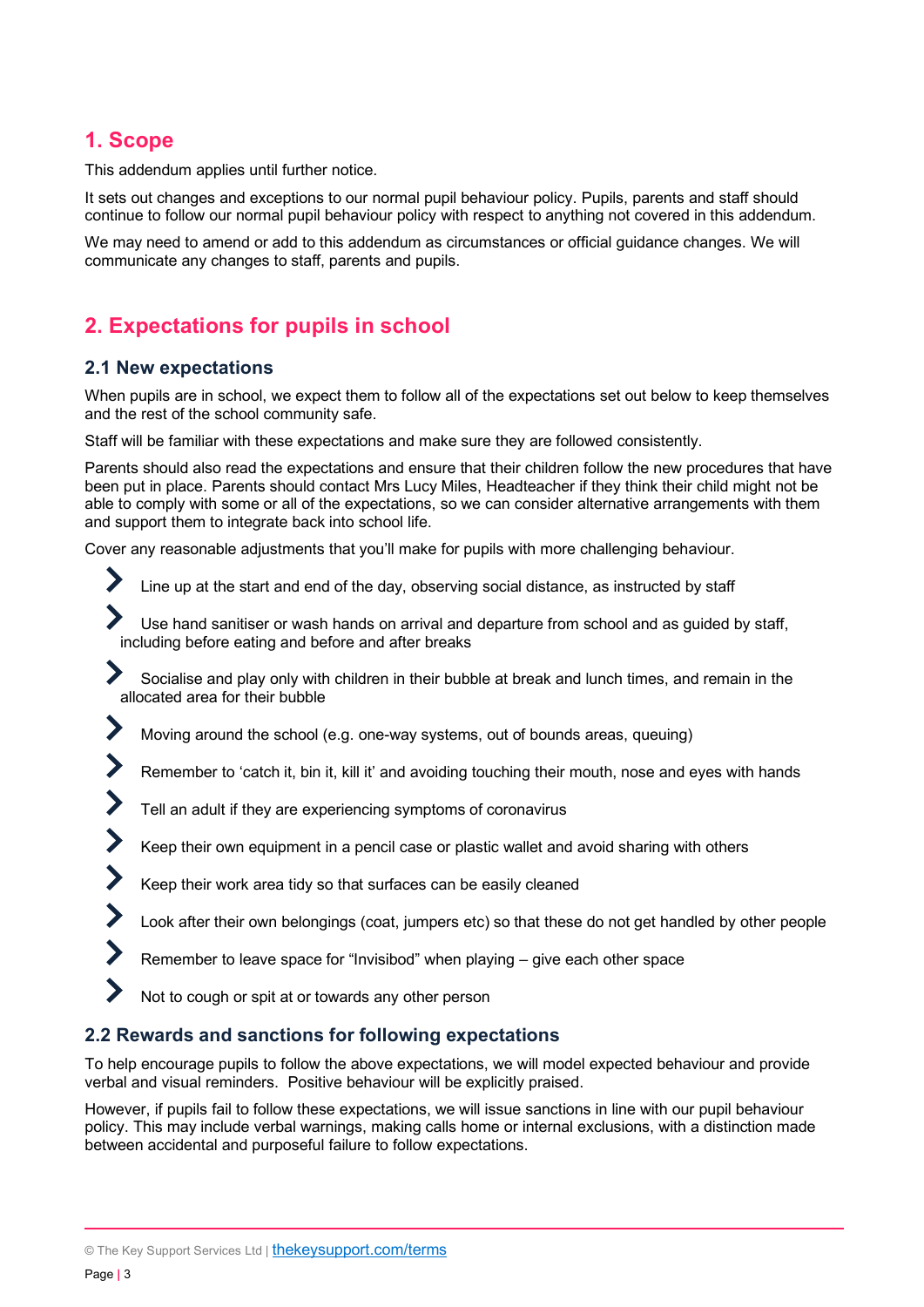## 1. Scope

This addendum applies until further notice.

It sets out changes and exceptions to our normal pupil behaviour policy. Pupils, parents and staff should continue to follow our normal pupil behaviour policy with respect to anything not covered in this addendum.

We may need to amend or add to this addendum as circumstances or official guidance changes. We will communicate any changes to staff, parents and pupils.

## 2. Expectations for pupils in school

### 2.1 New expectations

When pupils are in school, we expect them to follow all of the expectations set out below to keep themselves and the rest of the school community safe.

Staff will be familiar with these expectations and make sure they are followed consistently.

Parents should also read the expectations and ensure that their children follow the new procedures that have been put in place. Parents should contact Mrs Lucy Miles, Headteacher if they think their child might not be able to comply with some or all of the expectations, so we can consider alternative arrangements with them and support them to integrate back into school life.

Cover any reasonable adjustments that you'll make for pupils with more challenging behaviour.

- Line up at the start and end of the day, observing social distance, as instructed by staff
- Use hand sanitiser or wash hands on arrival and departure from school and as guided by staff, including before eating and before and after breaks
- Socialise and play only with children in their bubble at break and lunch times, and remain in the allocated area for their bubble
- Moving around the school (e.g. one-way systems, out of bounds areas, queuing)
- Remember to 'catch it, bin it, kill it' and avoiding touching their mouth, nose and eyes with hands
- Tell an adult if they are experiencing symptoms of coronavirus
- Keep their own equipment in a pencil case or plastic wallet and avoid sharing with others
- Keep their work area tidy so that surfaces can be easily cleaned
- Look after their own belongings (coat, jumpers etc) so that these do not get handled by other people
- Remember to leave space for "Invisibod" when playing – give each other space
- Not to cough or spit at or towards any other person

### 2.2 Rewards and sanctions for following expectations

To help encourage pupils to follow the above expectations, we will model expected behaviour and provide verbal and visual reminders. Positive behaviour will be explicitly praised.

However, if pupils fail to follow these expectations, we will issue sanctions in line with our pupil behaviour policy. This may include verbal warnings, making calls home or internal exclusions, with a distinction made between accidental and purposeful failure to follow expectations.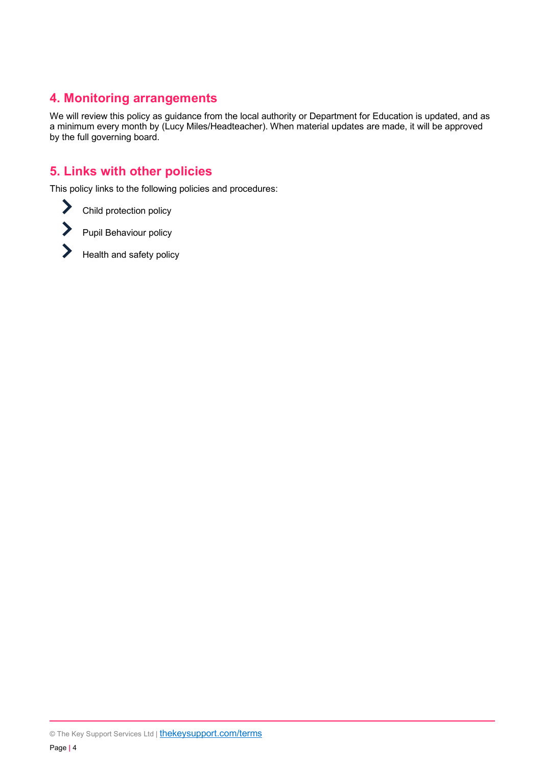## 4. Monitoring arrangements

We will review this policy as guidance from the local authority or Department for Education is updated, and as a minimum every month by (Lucy Miles/Headteacher). When material updates are made, it will be approved by the full governing board.

## 5. Links with other policies

This policy links to the following policies and procedures:

- Child protection policy
- Pupil Behaviour policy
- Health and safety policy